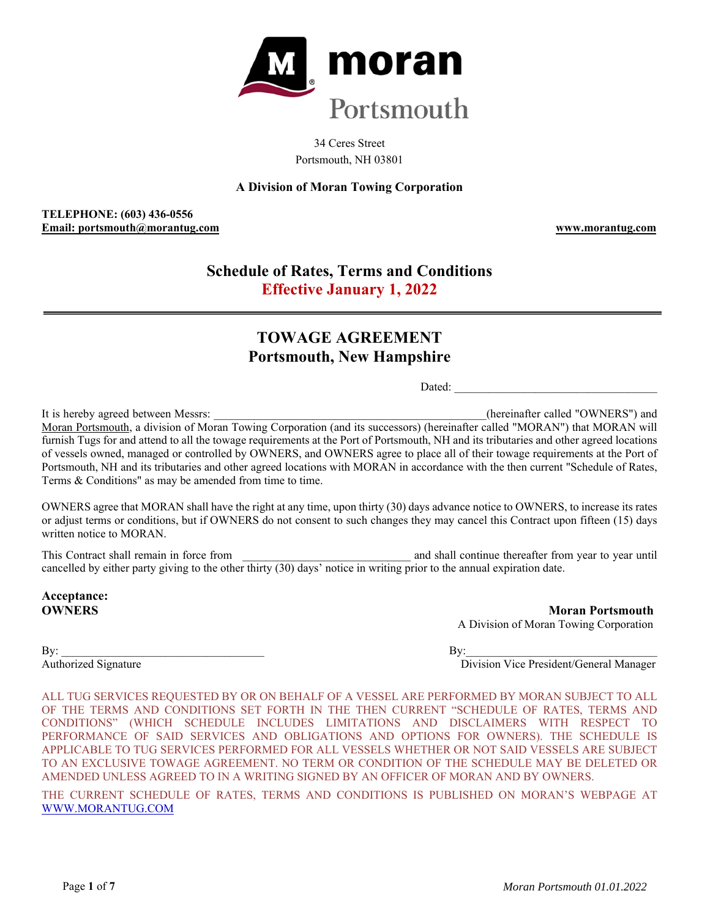**moran**
Portsmouth

34 Ceres Street
Portsmouth, NH 03801

**A Division of Moran Towing Corporation**

**TELEPHONE: (603) 436-0556**
**Email: portsmouth@morantug.com**

**www.morantug.com**

## Schedule of Rates, Terms and Conditions
## Effective January 1, 2022

---

# TOWAGE AGREEMENT
## Portsmouth, New Hampshire

Dated: ___________________________________

It is hereby agreed between Messrs: ______________________________________________(hereinafter called "OWNERS") and Moran Portsmouth, a division of Moran Towing Corporation (and its successors) (hereinafter called "MORAN") that MORAN will furnish Tugs for and attend to all the towage requirements at the Port of Portsmouth, NH and its tributaries and other agreed locations of vessels owned, managed or controlled by OWNERS, and OWNERS agree to place all of their towage requirements at the Port of Portsmouth, NH and its tributaries and other agreed locations with MORAN in accordance with the then current "Schedule of Rates, Terms & Conditions" as may be amended from time to time.

OWNERS agree that MORAN shall have the right at any time, upon thirty (30) days advance notice to OWNERS, to increase its rates or adjust terms or conditions, but if OWNERS do not consent to such changes they may cancel this Contract upon fifteen (15) days written notice to MORAN.

This Contract shall remain in force from _____________________________ and shall continue thereafter from year to year until cancelled by either party giving to the other thirty (30) days' notice in writing prior to the annual expiration date.

**Acceptance:**
**OWNERS**

By: ___________________________________
Authorized Signature

**Moran Portsmouth**
A Division of Moran Towing Corporation

By:_________________________________
Division Vice President/General Manager

ALL TUG SERVICES REQUESTED BY OR ON BEHALF OF A VESSEL ARE PERFORMED BY MORAN SUBJECT TO ALL OF THE TERMS AND CONDITIONS SET FORTH IN THE THEN CURRENT "SCHEDULE OF RATES, TERMS AND CONDITIONS" (WHICH SCHEDULE INCLUDES LIMITATIONS AND DISCLAIMERS WITH RESPECT TO PERFORMANCE OF SAID SERVICES AND OBLIGATIONS AND OPTIONS FOR OWNERS). THE SCHEDULE IS APPLICABLE TO TUG SERVICES PERFORMED FOR ALL VESSELS WHETHER OR NOT SAID VESSELS ARE SUBJECT TO AN EXCLUSIVE TOWAGE AGREEMENT. NO TERM OR CONDITION OF THE SCHEDULE MAY BE DELETED OR AMENDED UNLESS AGREED TO IN A WRITING SIGNED BY AN OFFICER OF MORAN AND BY OWNERS.

THE CURRENT SCHEDULE OF RATES, TERMS AND CONDITIONS IS PUBLISHED ON MORAN'S WEBPAGE AT WWW.MORANTUG.COM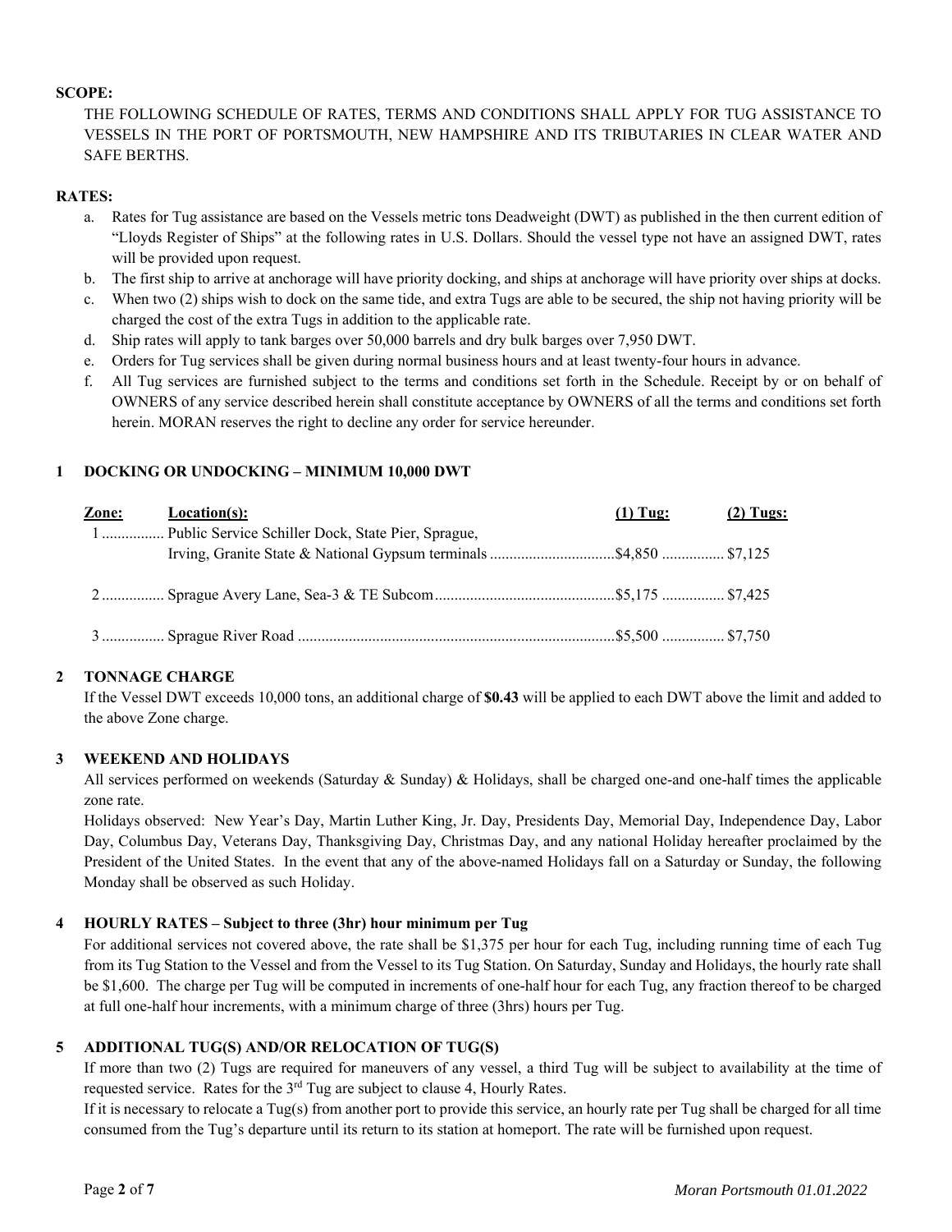**SCOPE:**

THE FOLLOWING SCHEDULE OF RATES, TERMS AND CONDITIONS SHALL APPLY FOR TUG ASSISTANCE TO VESSELS IN THE PORT OF PORTSMOUTH, NEW HAMPSHIRE AND ITS TRIBUTARIES IN CLEAR WATER AND SAFE BERTHS.

**RATES:**

a. Rates for Tug assistance are based on the Vessels metric tons Deadweight (DWT) as published in the then current edition of "Lloyds Register of Ships" at the following rates in U.S. Dollars. Should the vessel type not have an assigned DWT, rates will be provided upon request.
b. The first ship to arrive at anchorage will have priority docking, and ships at anchorage will have priority over ships at docks.
c. When two (2) ships wish to dock on the same tide, and extra Tugs are able to be secured, the ship not having priority will be charged the cost of the extra Tugs in addition to the applicable rate.
d. Ship rates will apply to tank barges over 50,000 barrels and dry bulk barges over 7,950 DWT.
e. Orders for Tug services shall be given during normal business hours and at least twenty-four hours in advance.
f. All Tug services are furnished subject to the terms and conditions set forth in the Schedule. Receipt by or on behalf of OWNERS of any service described herein shall constitute acceptance by OWNERS of all the terms and conditions set forth herein. MORAN reserves the right to decline any order for service hereunder.

## 1 DOCKING OR UNDOCKING – MINIMUM 10,000 DWT

| Zone: | Location(s): | (1) Tug: | (2) Tugs: |
|---|---|---|---|
| 1 | Public Service Schiller Dock, State Pier, Sprague, Irving, Granite State & National Gypsum terminals | $4,850 | $7,125 |
| 2 | Sprague Avery Lane, Sea-3 & TE Subcom | $5,175 | $7,425 |
| 3 | Sprague River Road | $5,500 | $7,750 |

## 2 TONNAGE CHARGE

If the Vessel DWT exceeds 10,000 tons, an additional charge of **$0.43** will be applied to each DWT above the limit and added to the above Zone charge.

## 3 WEEKEND AND HOLIDAYS

All services performed on weekends (Saturday & Sunday) & Holidays, shall be charged one-and one-half times the applicable zone rate.

Holidays observed: New Year's Day, Martin Luther King, Jr. Day, Presidents Day, Memorial Day, Independence Day, Labor Day, Columbus Day, Veterans Day, Thanksgiving Day, Christmas Day, and any national Holiday hereafter proclaimed by the President of the United States. In the event that any of the above-named Holidays fall on a Saturday or Sunday, the following Monday shall be observed as such Holiday.

## 4 HOURLY RATES – Subject to three (3hr) hour minimum per Tug

For additional services not covered above, the rate shall be $1,375 per hour for each Tug, including running time of each Tug from its Tug Station to the Vessel and from the Vessel to its Tug Station. On Saturday, Sunday and Holidays, the hourly rate shall be $1,600. The charge per Tug will be computed in increments of one-half hour for each Tug, any fraction thereof to be charged at full one-half hour increments, with a minimum charge of three (3hrs) hours per Tug.

## 5 ADDITIONAL TUG(S) AND/OR RELOCATION OF TUG(S)

If more than two (2) Tugs are required for maneuvers of any vessel, a third Tug will be subject to availability at the time of requested service. Rates for the 3rd Tug are subject to clause 4, Hourly Rates.

If it is necessary to relocate a Tug(s) from another port to provide this service, an hourly rate per Tug shall be charged for all time consumed from the Tug's departure until its return to its station at homeport. The rate will be furnished upon request.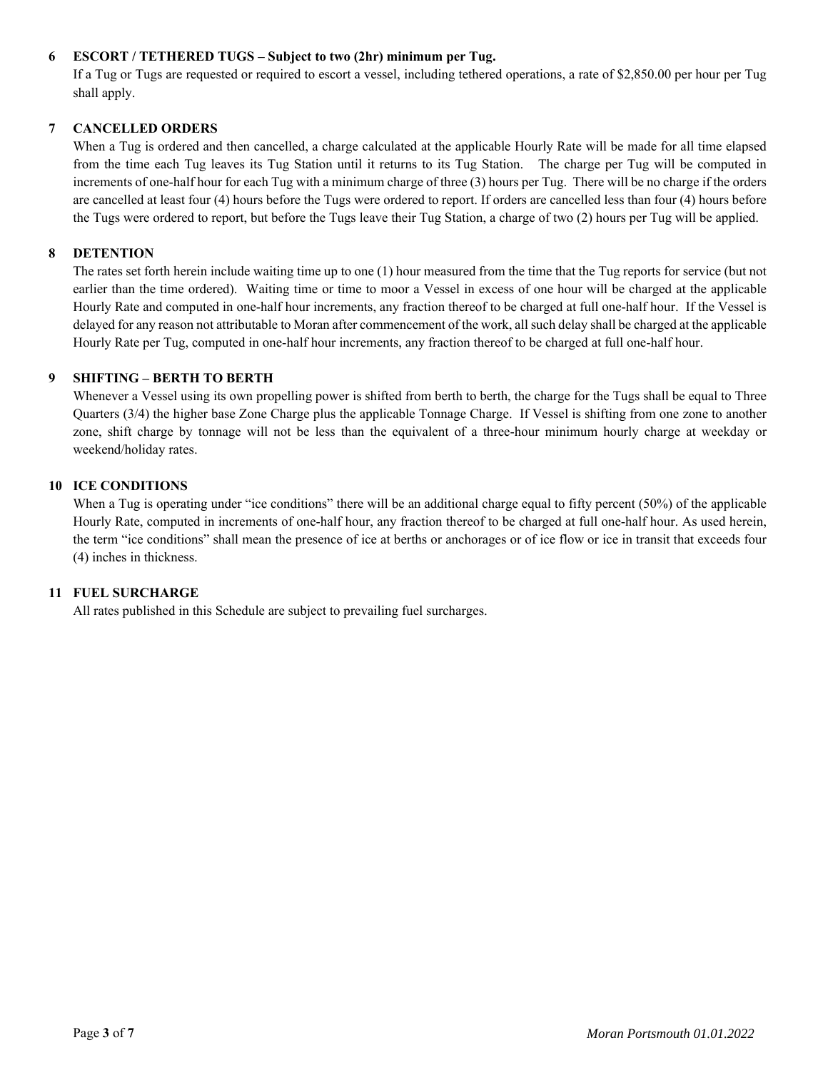### 6 ESCORT / TETHERED TUGS – Subject to two (2hr) minimum per Tug.

If a Tug or Tugs are requested or required to escort a vessel, including tethered operations, a rate of $2,850.00 per hour per Tug shall apply.

### 7 CANCELLED ORDERS

When a Tug is ordered and then cancelled, a charge calculated at the applicable Hourly Rate will be made for all time elapsed from the time each Tug leaves its Tug Station until it returns to its Tug Station. The charge per Tug will be computed in increments of one-half hour for each Tug with a minimum charge of three (3) hours per Tug. There will be no charge if the orders are cancelled at least four (4) hours before the Tugs were ordered to report. If orders are cancelled less than four (4) hours before the Tugs were ordered to report, but before the Tugs leave their Tug Station, a charge of two (2) hours per Tug will be applied.

### 8 DETENTION

The rates set forth herein include waiting time up to one (1) hour measured from the time that the Tug reports for service (but not earlier than the time ordered). Waiting time or time to moor a Vessel in excess of one hour will be charged at the applicable Hourly Rate and computed in one-half hour increments, any fraction thereof to be charged at full one-half hour. If the Vessel is delayed for any reason not attributable to Moran after commencement of the work, all such delay shall be charged at the applicable Hourly Rate per Tug, computed in one-half hour increments, any fraction thereof to be charged at full one-half hour.

### 9 SHIFTING – BERTH TO BERTH

Whenever a Vessel using its own propelling power is shifted from berth to berth, the charge for the Tugs shall be equal to Three Quarters (3/4) the higher base Zone Charge plus the applicable Tonnage Charge. If Vessel is shifting from one zone to another zone, shift charge by tonnage will not be less than the equivalent of a three-hour minimum hourly charge at weekday or weekend/holiday rates.

### 10 ICE CONDITIONS

When a Tug is operating under "ice conditions" there will be an additional charge equal to fifty percent (50%) of the applicable Hourly Rate, computed in increments of one-half hour, any fraction thereof to be charged at full one-half hour. As used herein, the term "ice conditions" shall mean the presence of ice at berths or anchorages or of ice flow or ice in transit that exceeds four (4) inches in thickness.

### 11 FUEL SURCHARGE

All rates published in this Schedule are subject to prevailing fuel surcharges.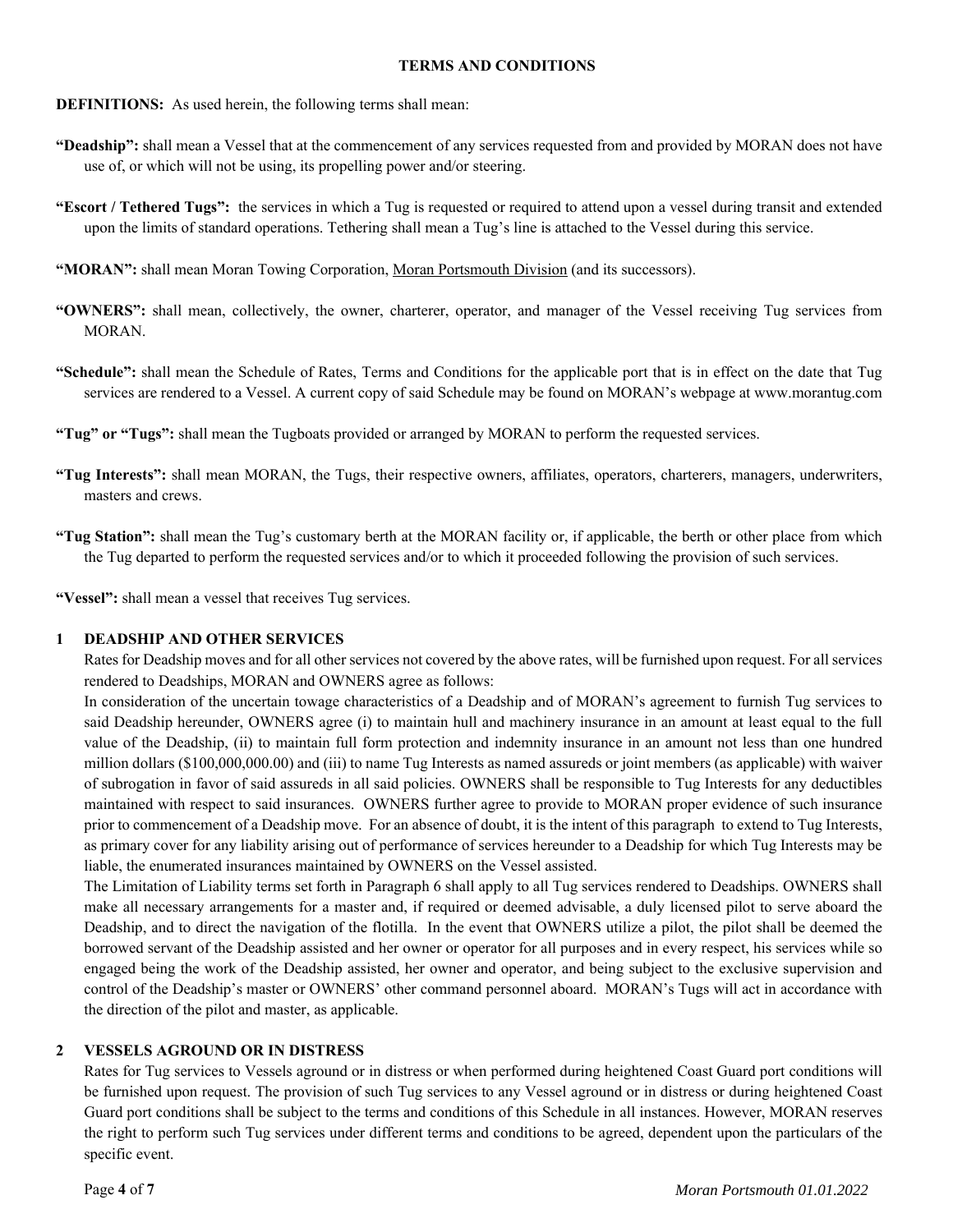## TERMS AND CONDITIONS

**DEFINITIONS:** As used herein, the following terms shall mean:

**"Deadship":** shall mean a Vessel that at the commencement of any services requested from and provided by MORAN does not have use of, or which will not be using, its propelling power and/or steering.

**"Escort / Tethered Tugs":** the services in which a Tug is requested or required to attend upon a vessel during transit and extended upon the limits of standard operations. Tethering shall mean a Tug's line is attached to the Vessel during this service.

**"MORAN":** shall mean Moran Towing Corporation, Moran Portsmouth Division (and its successors).

**"OWNERS":** shall mean, collectively, the owner, charterer, operator, and manager of the Vessel receiving Tug services from MORAN.

**"Schedule":** shall mean the Schedule of Rates, Terms and Conditions for the applicable port that is in effect on the date that Tug services are rendered to a Vessel. A current copy of said Schedule may be found on MORAN's webpage at www.morantug.com

**"Tug" or "Tugs":** shall mean the Tugboats provided or arranged by MORAN to perform the requested services.

**"Tug Interests":** shall mean MORAN, the Tugs, their respective owners, affiliates, operators, charterers, managers, underwriters, masters and crews.

**"Tug Station":** shall mean the Tug's customary berth at the MORAN facility or, if applicable, the berth or other place from which the Tug departed to perform the requested services and/or to which it proceeded following the provision of such services.

**"Vessel":** shall mean a vessel that receives Tug services.

### 1 DEADSHIP AND OTHER SERVICES

Rates for Deadship moves and for all other services not covered by the above rates, will be furnished upon request. For all services rendered to Deadships, MORAN and OWNERS agree as follows:

In consideration of the uncertain towage characteristics of a Deadship and of MORAN's agreement to furnish Tug services to said Deadship hereunder, OWNERS agree (i) to maintain hull and machinery insurance in an amount at least equal to the full value of the Deadship, (ii) to maintain full form protection and indemnity insurance in an amount not less than one hundred million dollars ($100,000,000.00) and (iii) to name Tug Interests as named assureds or joint members (as applicable) with waiver of subrogation in favor of said assureds in all said policies. OWNERS shall be responsible to Tug Interests for any deductibles maintained with respect to said insurances. OWNERS further agree to provide to MORAN proper evidence of such insurance prior to commencement of a Deadship move. For an absence of doubt, it is the intent of this paragraph to extend to Tug Interests, as primary cover for any liability arising out of performance of services hereunder to a Deadship for which Tug Interests may be liable, the enumerated insurances maintained by OWNERS on the Vessel assisted.

The Limitation of Liability terms set forth in Paragraph 6 shall apply to all Tug services rendered to Deadships. OWNERS shall make all necessary arrangements for a master and, if required or deemed advisable, a duly licensed pilot to serve aboard the Deadship, and to direct the navigation of the flotilla. In the event that OWNERS utilize a pilot, the pilot shall be deemed the borrowed servant of the Deadship assisted and her owner or operator for all purposes and in every respect, his services while so engaged being the work of the Deadship assisted, her owner and operator, and being subject to the exclusive supervision and control of the Deadship's master or OWNERS' other command personnel aboard. MORAN's Tugs will act in accordance with the direction of the pilot and master, as applicable.

### 2 VESSELS AGROUND OR IN DISTRESS

Rates for Tug services to Vessels aground or in distress or when performed during heightened Coast Guard port conditions will be furnished upon request. The provision of such Tug services to any Vessel aground or in distress or during heightened Coast Guard port conditions shall be subject to the terms and conditions of this Schedule in all instances. However, MORAN reserves the right to perform such Tug services under different terms and conditions to be agreed, dependent upon the particulars of the specific event.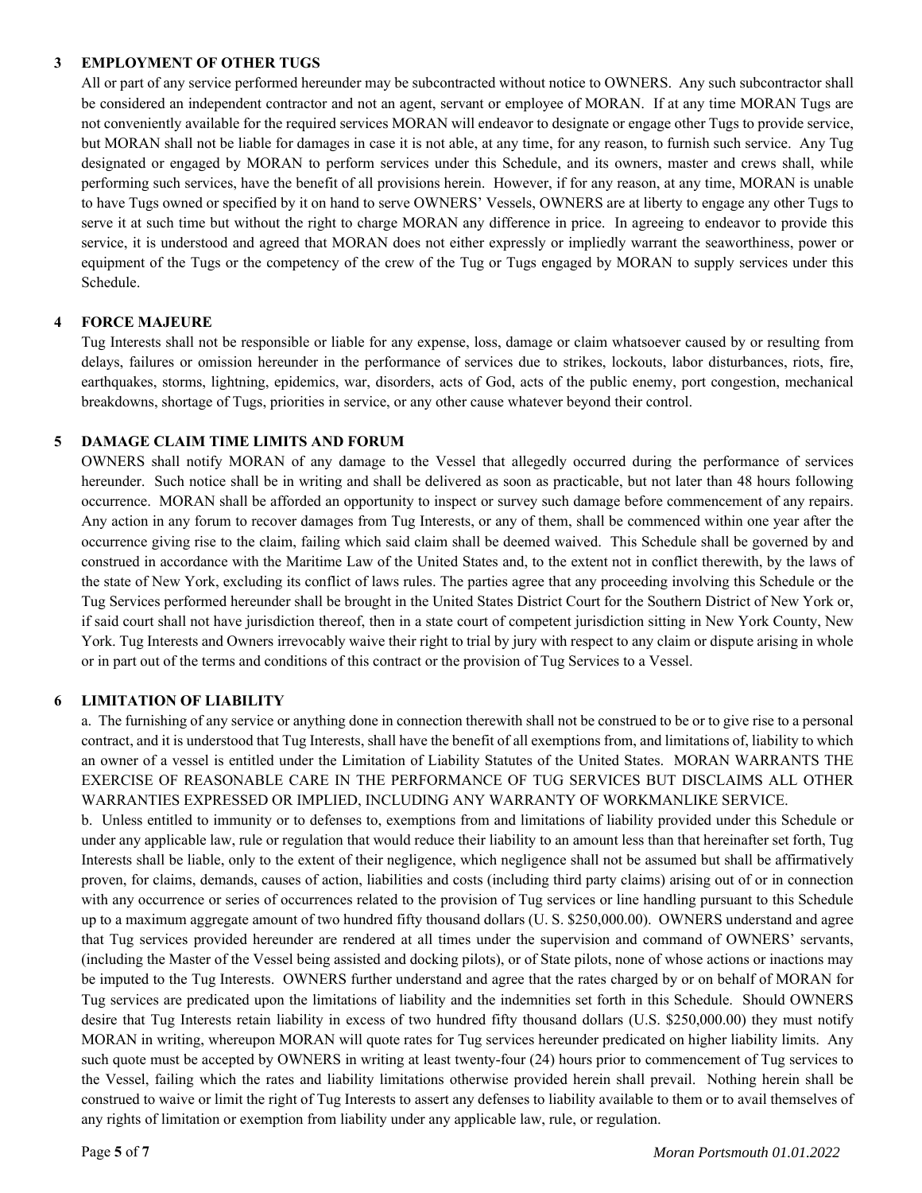## 3 EMPLOYMENT OF OTHER TUGS

All or part of any service performed hereunder may be subcontracted without notice to OWNERS. Any such subcontractor shall be considered an independent contractor and not an agent, servant or employee of MORAN. If at any time MORAN Tugs are not conveniently available for the required services MORAN will endeavor to designate or engage other Tugs to provide service, but MORAN shall not be liable for damages in case it is not able, at any time, for any reason, to furnish such service. Any Tug designated or engaged by MORAN to perform services under this Schedule, and its owners, master and crews shall, while performing such services, have the benefit of all provisions herein. However, if for any reason, at any time, MORAN is unable to have Tugs owned or specified by it on hand to serve OWNERS' Vessels, OWNERS are at liberty to engage any other Tugs to serve it at such time but without the right to charge MORAN any difference in price. In agreeing to endeavor to provide this service, it is understood and agreed that MORAN does not either expressly or impliedly warrant the seaworthiness, power or equipment of the Tugs or the competency of the crew of the Tug or Tugs engaged by MORAN to supply services under this Schedule.

## 4 FORCE MAJEURE

Tug Interests shall not be responsible or liable for any expense, loss, damage or claim whatsoever caused by or resulting from delays, failures or omission hereunder in the performance of services due to strikes, lockouts, labor disturbances, riots, fire, earthquakes, storms, lightning, epidemics, war, disorders, acts of God, acts of the public enemy, port congestion, mechanical breakdowns, shortage of Tugs, priorities in service, or any other cause whatever beyond their control.

## 5 DAMAGE CLAIM TIME LIMITS AND FORUM

OWNERS shall notify MORAN of any damage to the Vessel that allegedly occurred during the performance of services hereunder. Such notice shall be in writing and shall be delivered as soon as practicable, but not later than 48 hours following occurrence. MORAN shall be afforded an opportunity to inspect or survey such damage before commencement of any repairs. Any action in any forum to recover damages from Tug Interests, or any of them, shall be commenced within one year after the occurrence giving rise to the claim, failing which said claim shall be deemed waived. This Schedule shall be governed by and construed in accordance with the Maritime Law of the United States and, to the extent not in conflict therewith, by the laws of the state of New York, excluding its conflict of laws rules. The parties agree that any proceeding involving this Schedule or the Tug Services performed hereunder shall be brought in the United States District Court for the Southern District of New York or, if said court shall not have jurisdiction thereof, then in a state court of competent jurisdiction sitting in New York County, New York. Tug Interests and Owners irrevocably waive their right to trial by jury with respect to any claim or dispute arising in whole or in part out of the terms and conditions of this contract or the provision of Tug Services to a Vessel.

## 6 LIMITATION OF LIABILITY

a. The furnishing of any service or anything done in connection therewith shall not be construed to be or to give rise to a personal contract, and it is understood that Tug Interests, shall have the benefit of all exemptions from, and limitations of, liability to which an owner of a vessel is entitled under the Limitation of Liability Statutes of the United States. MORAN WARRANTS THE EXERCISE OF REASONABLE CARE IN THE PERFORMANCE OF TUG SERVICES BUT DISCLAIMS ALL OTHER WARRANTIES EXPRESSED OR IMPLIED, INCLUDING ANY WARRANTY OF WORKMANLIKE SERVICE.

b. Unless entitled to immunity or to defenses to, exemptions from and limitations of liability provided under this Schedule or under any applicable law, rule or regulation that would reduce their liability to an amount less than that hereinafter set forth, Tug Interests shall be liable, only to the extent of their negligence, which negligence shall not be assumed but shall be affirmatively proven, for claims, demands, causes of action, liabilities and costs (including third party claims) arising out of or in connection with any occurrence or series of occurrences related to the provision of Tug services or line handling pursuant to this Schedule up to a maximum aggregate amount of two hundred fifty thousand dollars (U. S. $250,000.00). OWNERS understand and agree that Tug services provided hereunder are rendered at all times under the supervision and command of OWNERS' servants, (including the Master of the Vessel being assisted and docking pilots), or of State pilots, none of whose actions or inactions may be imputed to the Tug Interests. OWNERS further understand and agree that the rates charged by or on behalf of MORAN for Tug services are predicated upon the limitations of liability and the indemnities set forth in this Schedule. Should OWNERS desire that Tug Interests retain liability in excess of two hundred fifty thousand dollars (U.S. $250,000.00) they must notify MORAN in writing, whereupon MORAN will quote rates for Tug services hereunder predicated on higher liability limits. Any such quote must be accepted by OWNERS in writing at least twenty-four (24) hours prior to commencement of Tug services to the Vessel, failing which the rates and liability limitations otherwise provided herein shall prevail. Nothing herein shall be construed to waive or limit the right of Tug Interests to assert any defenses to liability available to them or to avail themselves of any rights of limitation or exemption from liability under any applicable law, rule, or regulation.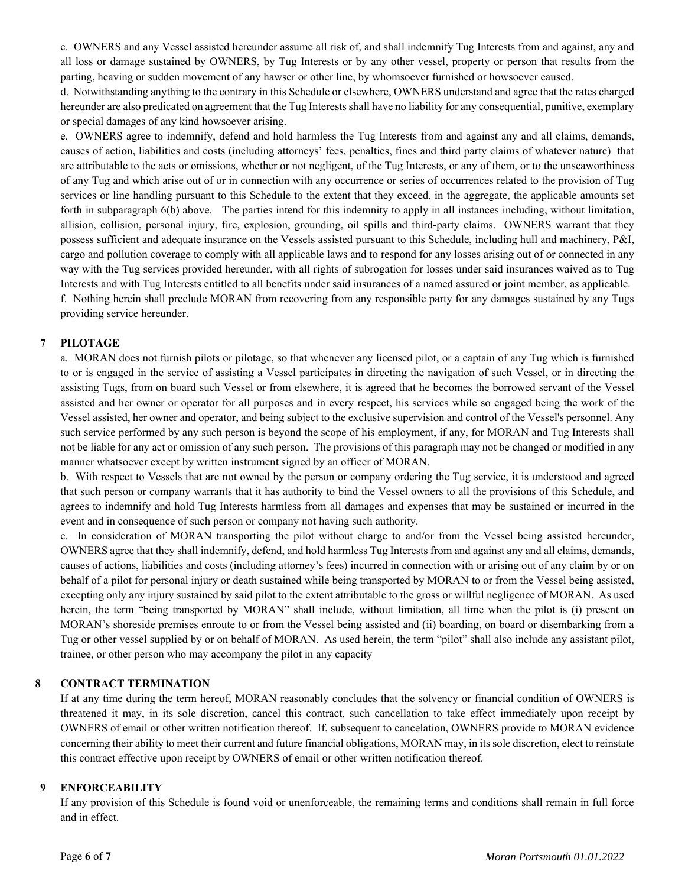c. OWNERS and any Vessel assisted hereunder assume all risk of, and shall indemnify Tug Interests from and against, any and all loss or damage sustained by OWNERS, by Tug Interests or by any other vessel, property or person that results from the parting, heaving or sudden movement of any hawser or other line, by whomsoever furnished or howsoever caused.

d. Notwithstanding anything to the contrary in this Schedule or elsewhere, OWNERS understand and agree that the rates charged hereunder are also predicated on agreement that the Tug Interests shall have no liability for any consequential, punitive, exemplary or special damages of any kind howsoever arising.

e. OWNERS agree to indemnify, defend and hold harmless the Tug Interests from and against any and all claims, demands, causes of action, liabilities and costs (including attorneys' fees, penalties, fines and third party claims of whatever nature) that are attributable to the acts or omissions, whether or not negligent, of the Tug Interests, or any of them, or to the unseaworthiness of any Tug and which arise out of or in connection with any occurrence or series of occurrences related to the provision of Tug services or line handling pursuant to this Schedule to the extent that they exceed, in the aggregate, the applicable amounts set forth in subparagraph 6(b) above. The parties intend for this indemnity to apply in all instances including, without limitation, allision, collision, personal injury, fire, explosion, grounding, oil spills and third-party claims. OWNERS warrant that they possess sufficient and adequate insurance on the Vessels assisted pursuant to this Schedule, including hull and machinery, P&I, cargo and pollution coverage to comply with all applicable laws and to respond for any losses arising out of or connected in any way with the Tug services provided hereunder, with all rights of subrogation for losses under said insurances waived as to Tug Interests and with Tug Interests entitled to all benefits under said insurances of a named assured or joint member, as applicable.

f. Nothing herein shall preclude MORAN from recovering from any responsible party for any damages sustained by any Tugs providing service hereunder.

## 7 PILOTAGE

a. MORAN does not furnish pilots or pilotage, so that whenever any licensed pilot, or a captain of any Tug which is furnished to or is engaged in the service of assisting a Vessel participates in directing the navigation of such Vessel, or in directing the assisting Tugs, from on board such Vessel or from elsewhere, it is agreed that he becomes the borrowed servant of the Vessel assisted and her owner or operator for all purposes and in every respect, his services while so engaged being the work of the Vessel assisted, her owner and operator, and being subject to the exclusive supervision and control of the Vessel's personnel. Any such service performed by any such person is beyond the scope of his employment, if any, for MORAN and Tug Interests shall not be liable for any act or omission of any such person. The provisions of this paragraph may not be changed or modified in any manner whatsoever except by written instrument signed by an officer of MORAN.

b. With respect to Vessels that are not owned by the person or company ordering the Tug service, it is understood and agreed that such person or company warrants that it has authority to bind the Vessel owners to all the provisions of this Schedule, and agrees to indemnify and hold Tug Interests harmless from all damages and expenses that may be sustained or incurred in the event and in consequence of such person or company not having such authority.

c. In consideration of MORAN transporting the pilot without charge to and/or from the Vessel being assisted hereunder, OWNERS agree that they shall indemnify, defend, and hold harmless Tug Interests from and against any and all claims, demands, causes of actions, liabilities and costs (including attorney's fees) incurred in connection with or arising out of any claim by or on behalf of a pilot for personal injury or death sustained while being transported by MORAN to or from the Vessel being assisted, excepting only any injury sustained by said pilot to the extent attributable to the gross or willful negligence of MORAN. As used herein, the term "being transported by MORAN" shall include, without limitation, all time when the pilot is (i) present on MORAN's shoreside premises enroute to or from the Vessel being assisted and (ii) boarding, on board or disembarking from a Tug or other vessel supplied by or on behalf of MORAN. As used herein, the term "pilot" shall also include any assistant pilot, trainee, or other person who may accompany the pilot in any capacity

## 8 CONTRACT TERMINATION

If at any time during the term hereof, MORAN reasonably concludes that the solvency or financial condition of OWNERS is threatened it may, in its sole discretion, cancel this contract, such cancellation to take effect immediately upon receipt by OWNERS of email or other written notification thereof. If, subsequent to cancelation, OWNERS provide to MORAN evidence concerning their ability to meet their current and future financial obligations, MORAN may, in its sole discretion, elect to reinstate this contract effective upon receipt by OWNERS of email or other written notification thereof.

## 9 ENFORCEABILITY

If any provision of this Schedule is found void or unenforceable, the remaining terms and conditions shall remain in full force and in effect.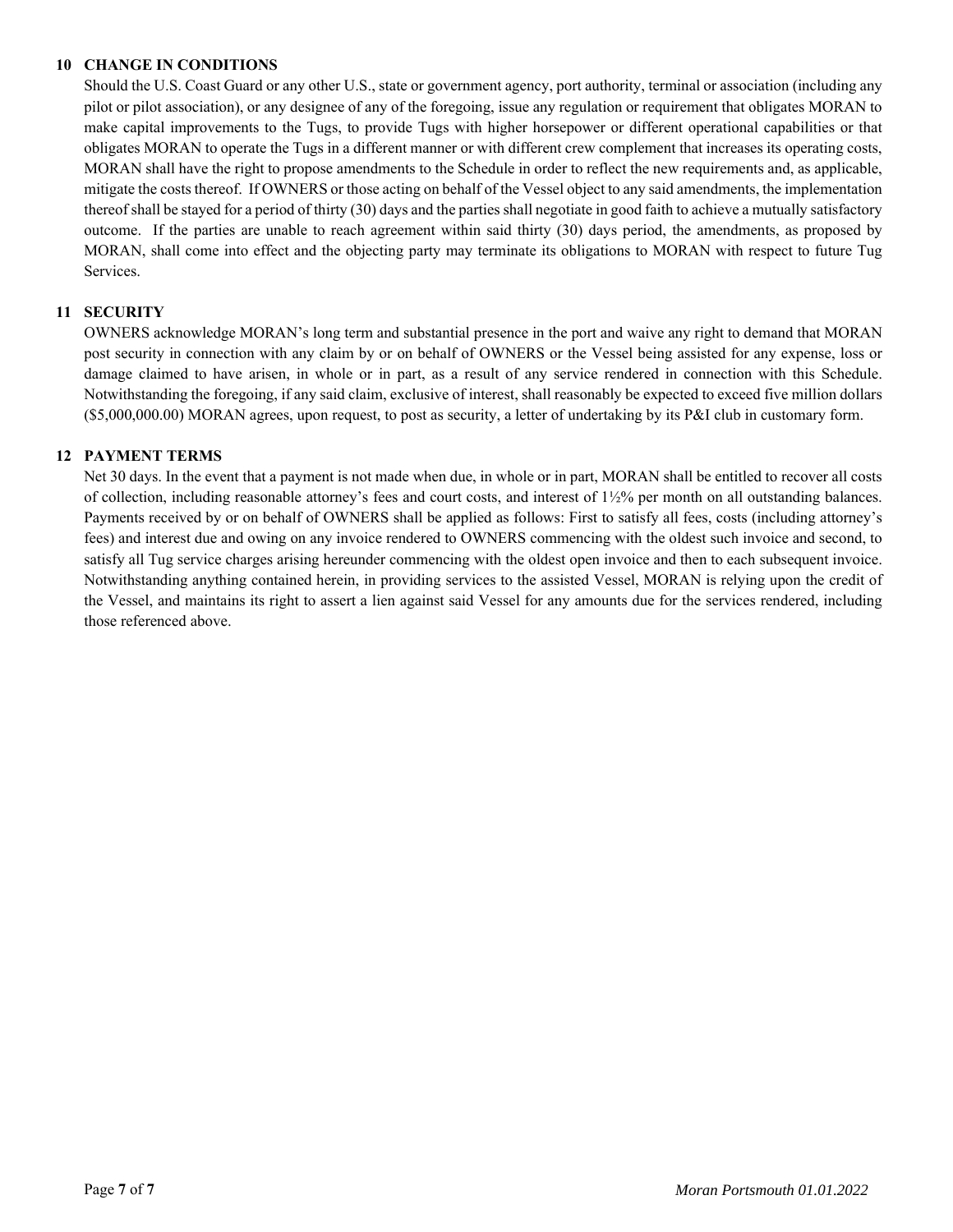## 10 CHANGE IN CONDITIONS

Should the U.S. Coast Guard or any other U.S., state or government agency, port authority, terminal or association (including any pilot or pilot association), or any designee of any of the foregoing, issue any regulation or requirement that obligates MORAN to make capital improvements to the Tugs, to provide Tugs with higher horsepower or different operational capabilities or that obligates MORAN to operate the Tugs in a different manner or with different crew complement that increases its operating costs, MORAN shall have the right to propose amendments to the Schedule in order to reflect the new requirements and, as applicable, mitigate the costs thereof. If OWNERS or those acting on behalf of the Vessel object to any said amendments, the implementation thereof shall be stayed for a period of thirty (30) days and the parties shall negotiate in good faith to achieve a mutually satisfactory outcome. If the parties are unable to reach agreement within said thirty (30) days period, the amendments, as proposed by MORAN, shall come into effect and the objecting party may terminate its obligations to MORAN with respect to future Tug Services.

## 11 SECURITY

OWNERS acknowledge MORAN's long term and substantial presence in the port and waive any right to demand that MORAN post security in connection with any claim by or on behalf of OWNERS or the Vessel being assisted for any expense, loss or damage claimed to have arisen, in whole or in part, as a result of any service rendered in connection with this Schedule. Notwithstanding the foregoing, if any said claim, exclusive of interest, shall reasonably be expected to exceed five million dollars ($5,000,000.00) MORAN agrees, upon request, to post as security, a letter of undertaking by its P&I club in customary form.

## 12 PAYMENT TERMS

Net 30 days. In the event that a payment is not made when due, in whole or in part, MORAN shall be entitled to recover all costs of collection, including reasonable attorney's fees and court costs, and interest of 1½% per month on all outstanding balances. Payments received by or on behalf of OWNERS shall be applied as follows: First to satisfy all fees, costs (including attorney's fees) and interest due and owing on any invoice rendered to OWNERS commencing with the oldest such invoice and second, to satisfy all Tug service charges arising hereunder commencing with the oldest open invoice and then to each subsequent invoice. Notwithstanding anything contained herein, in providing services to the assisted Vessel, MORAN is relying upon the credit of the Vessel, and maintains its right to assert a lien against said Vessel for any amounts due for the services rendered, including those referenced above.